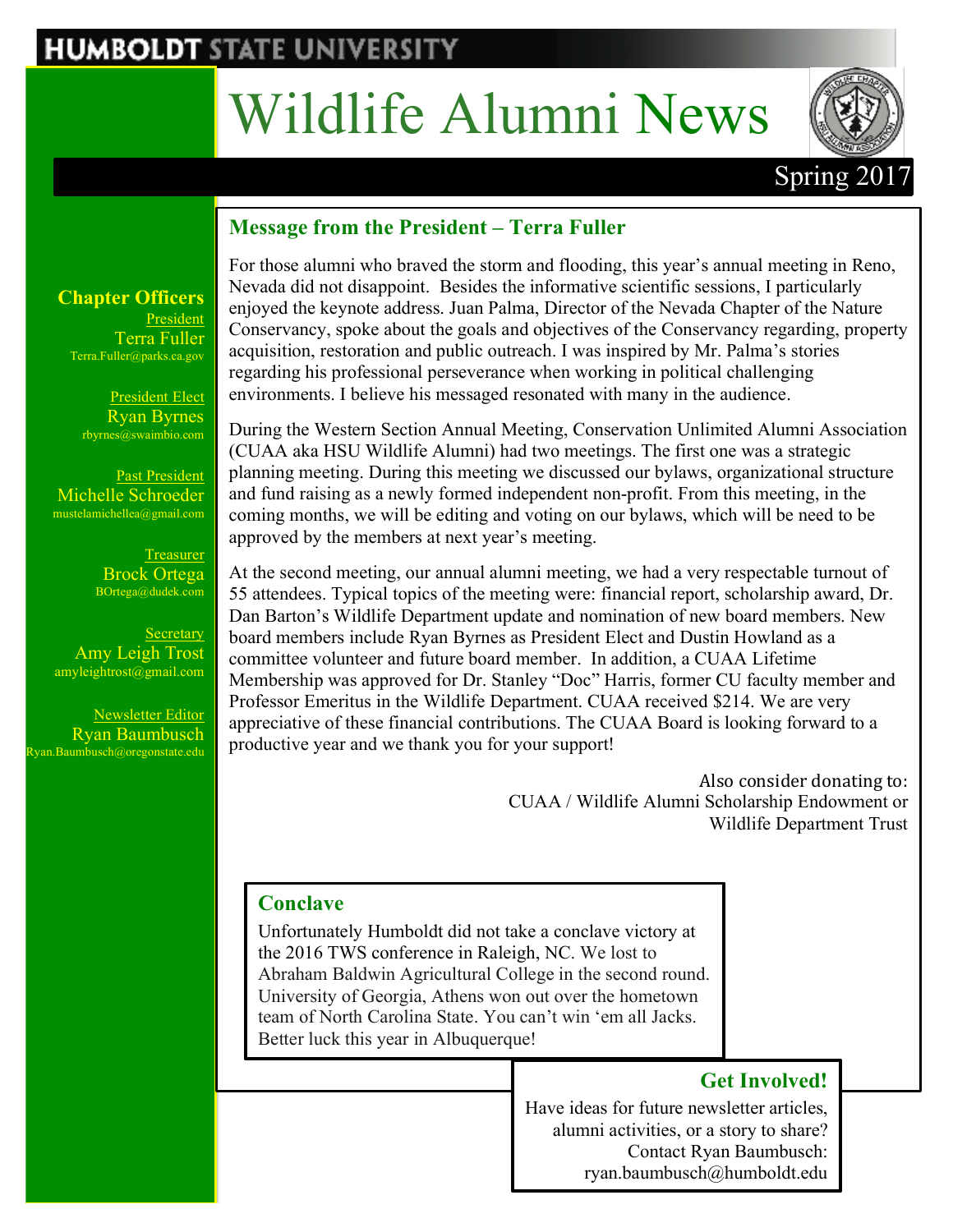HUMBOLDT STATE UNIVERSITY

# Wildlife Alumni News

Spring 2017

## Message from the President – Terra Fuller

For those alumni who braved the storm and flooding, this year's annual meeting in Reno, Nevada did not disappoint. Besides the informative scientific sessions, I particularly enjoyed the keynote address. Juan Palma, Director of the Nevada Chapter of the Nature Conservancy, spoke about the goals and objectives of the Conservancy regarding, property acquisition, restoration and public outreach. I was inspired by Mr. Palma's stories regarding his professional perseverance when working in political challenging environments. I believe his messaged resonated with many in the audience.

During the Western Section Annual Meeting, Conservation Unlimited Alumni Association (CUAA aka HSU Wildlife Alumni) had two meetings. The first one was a strategic planning meeting. During this meeting we discussed our bylaws, organizational structure and fund raising as a newly formed independent non-profit. From this meeting, in the coming months, we will be editing and voting on our bylaws, which will be need to be approved by the members at next year's meeting.

At the second meeting, our annual alumni meeting, we had a very respectable turnout of 55 attendees. Typical topics of the meeting were: financial report, scholarship award, Dr. Dan Barton's Wildlife Department update and nomination of new board members. New board members include Ryan Byrnes as President Elect and Dustin Howland as a committee volunteer and future board member. In addition, a CUAA Lifetime Membership was approved for Dr. Stanley "Doc" Harris, former CU faculty member and Professor Emeritus in the Wildlife Department. CUAA received $214. We are very appreciative of these financial contributions. The CUAA Board is looking forward to a productive year and we thank you for your support!

Also consider donating to:
CUAA / Wildlife Alumni Scholarship Endowment or
Wildlife Department Trust

## Conclave

Unfortunately Humboldt did not take a conclave victory at the 2016 TWS conference in Raleigh, NC. We lost to Abraham Baldwin Agricultural College in the second round. University of Georgia, Athens won out over the hometown team of North Carolina State. You can't win 'em all Jacks. Better luck this year in Albuquerque!

## Get Involved!

Have ideas for future newsletter articles, alumni activities, or a story to share? Contact Ryan Baumbusch: ryan.baumbusch@humboldt.edu

### Chapter Officers

President
Terra Fuller
Terra.Fuller@parks.ca.gov

President Elect
Ryan Byrnes
rbyrnes@swaimbio.com

Past President
Michelle Schroeder
mustelamichellea@gmail.com

Treasurer
Brock Ortega
BOrtega@dudek.com

Secretary
Amy Leigh Trost
amyleightrost@gmail.com

Newsletter Editor
Ryan Baumbusch
Ryan.Baumbusch@oregonstate.edu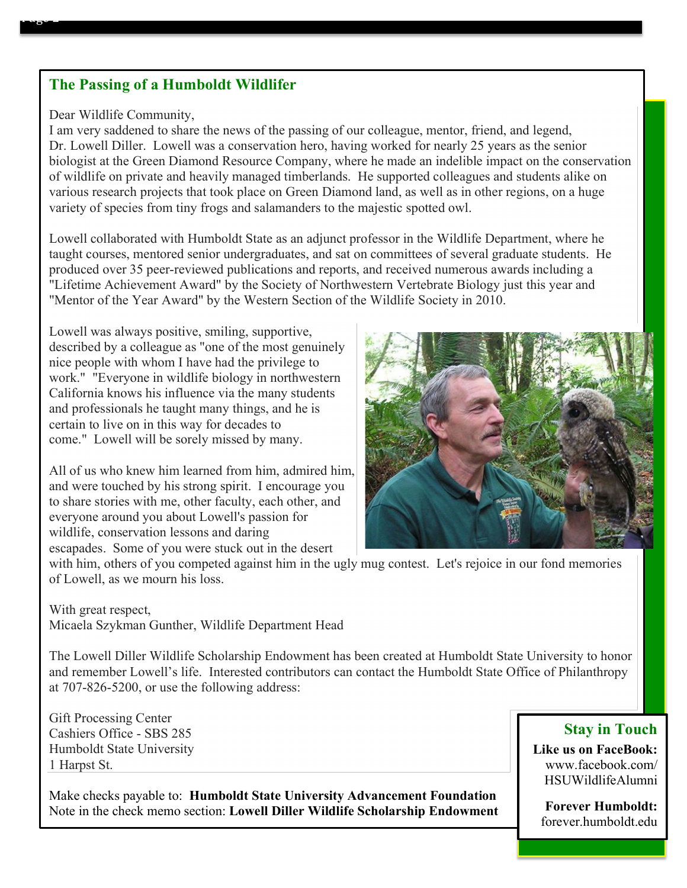## The Passing of a Humboldt Wildlifer

Dear Wildlife Community,

I am very saddened to share the news of the passing of our colleague, mentor, friend, and legend, Dr. Lowell Diller. Lowell was a conservation hero, having worked for nearly 25 years as the senior biologist at the Green Diamond Resource Company, where he made an indelible impact on the conservation of wildlife on private and heavily managed timberlands. He supported colleagues and students alike on various research projects that took place on Green Diamond land, as well as in other regions, on a huge variety of species from tiny frogs and salamanders to the majestic spotted owl.

Lowell collaborated with Humboldt State as an adjunct professor in the Wildlife Department, where he taught courses, mentored senior undergraduates, and sat on committees of several graduate students. He produced over 35 peer-reviewed publications and reports, and received numerous awards including a "Lifetime Achievement Award" by the Society of Northwestern Vertebrate Biology just this year and "Mentor of the Year Award" by the Western Section of the Wildlife Society in 2010.

Lowell was always positive, smiling, supportive, described by a colleague as "one of the most genuinely nice people with whom I have had the privilege to work." "Everyone in wildlife biology in northwestern California knows his influence via the many students and professionals he taught many things, and he is certain to live on in this way for decades to come." Lowell will be sorely missed by many.

All of us who knew him learned from him, admired him, and were touched by his strong spirit. I encourage you to share stories with me, other faculty, each other, and everyone around you about Lowell's passion for wildlife, conservation lessons and daring escapades. Some of you were stuck out in the desert with him, others of you competed against him in the ugly mug contest. Let's rejoice in our fond memories of Lowell, as we mourn his loss.

With great respect,
Micaela Szykman Gunther, Wildlife Department Head

The Lowell Diller Wildlife Scholarship Endowment has been created at Humboldt State University to honor and remember Lowell's life. Interested contributors can contact the Humboldt State Office of Philanthropy at 707-826-5200, or use the following address:

Gift Processing Center
Cashiers Office - SBS 285
Humboldt State University
1 Harpst St.

Make checks payable to: **Humboldt State University Advancement Foundation**
Note in the check memo section: **Lowell Diller Wildlife Scholarship Endowment**

### Stay in Touch

**Like us on FaceBook:**
www.facebook.com/HSUWildlifeAlumni

**Forever Humboldt:**
forever.humboldt.edu